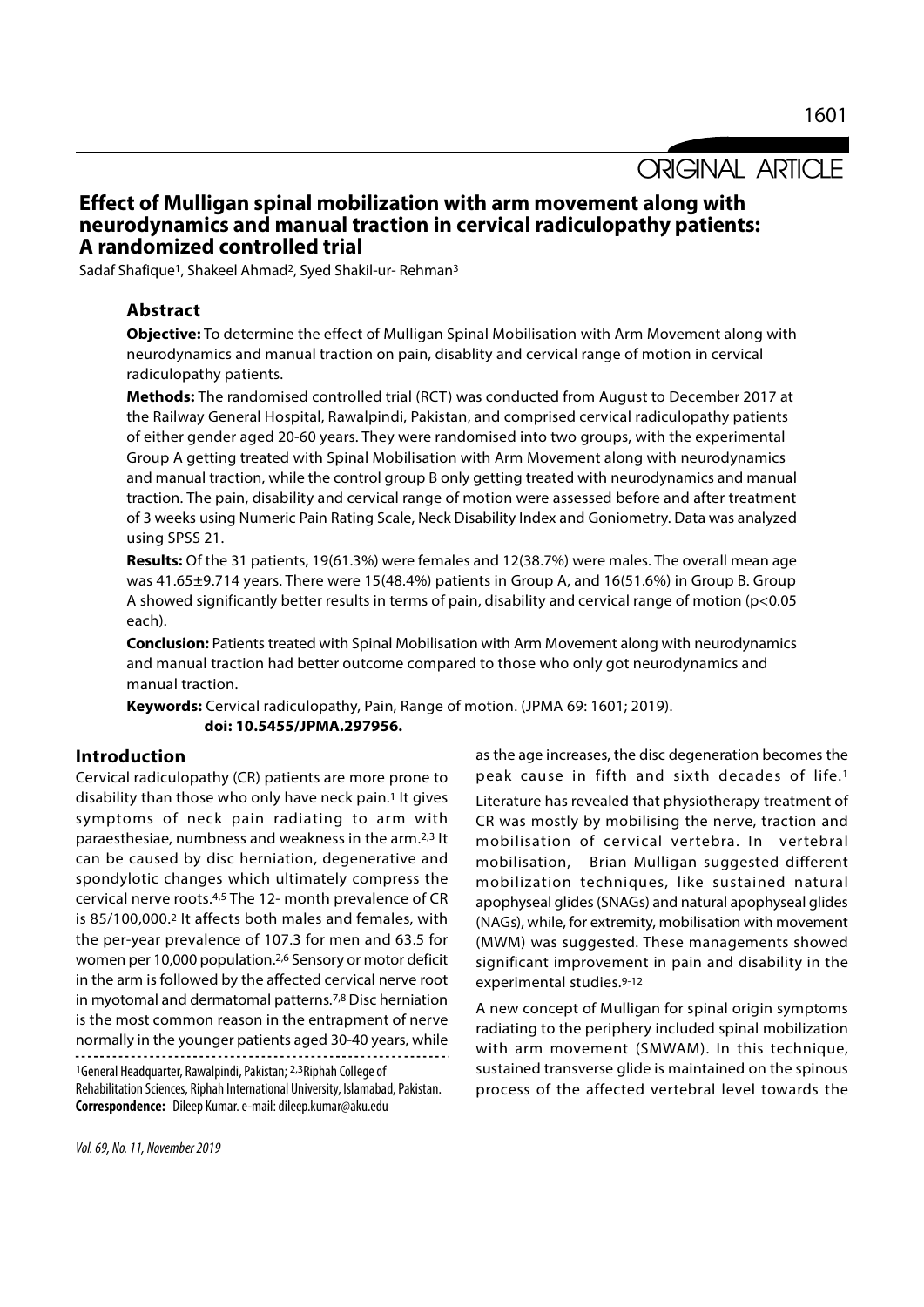ORIGINAL ARTICLE

# Effect of Mulligan spinal mobilization with arm movement along with neurodynamics and manual traction in cervical radiculopathy patients: A randomized controlled trial

Sadaf Shafique[1], Shakeel Ahmad[2], Syed Shakil-ur- Rehman[3]

## Abstract

**Objective:** To determine the effect of Mulligan Spinal Mobilisation with Arm Movement along with neurodynamics and manual traction on pain, disablity and cervical range of motion in cervical radiculopathy patients.

**Methods:** The randomised controlled trial (RCT) was conducted from August to December 2017 at the Railway General Hospital, Rawalpindi, Pakistan, and comprised cervical radiculopathy patients of either gender aged 20-60 years. They were randomised into two groups, with the experimental Group A getting treated with Spinal Mobilisation with Arm Movement along with neurodynamics and manual traction, while the control group B only getting treated with neurodynamics and manual traction. The pain, disability and cervical range of motion were assessed before and after treatment of 3 weeks using Numeric Pain Rating Scale, Neck Disability Index and Goniometry. Data was analyzed using SPSS 21.

**Results:** Of the 31 patients, 19(61.3%) were females and 12(38.7%) were males. The overall mean age was 41.65±9.714 years. There were 15(48.4%) patients in Group A, and 16(51.6%) in Group B. Group A showed significantly better results in terms of pain, disability and cervical range of motion ($p<0.05$ each).

**Conclusion:** Patients treated with Spinal Mobilisation with Arm Movement along with neurodynamics and manual traction had better outcome compared to those who only got neurodynamics and manual traction.

**Keywords:** Cervical radiculopathy, Pain, Range of motion. (JPMA 69: 1601; 2019).

**doi: 10.5455/JPMA.297956.**

## Introduction

Cervical radiculopathy (CR) patients are more prone to disability than those who only have neck pain.[1] It gives symptoms of neck pain radiating to arm with paraesthesiae, numbness and weakness in the arm.[2,3] It can be caused by disc herniation, degenerative and spondylotic changes which ultimately compress the cervical nerve roots.[4,5] The 12- month prevalence of CR is 85/100,000.[2] It affects both males and females, with the per-year prevalence of 107.3 for men and 63.5 for women per 10,000 population.[2,6] Sensory or motor deficit in the arm is followed by the affected cervical nerve root in myotomal and dermatomal patterns.[7,8] Disc herniation is the most common reason in the entrapment of nerve normally in the younger patients aged 30-40 years, while as the age increases, the disc degeneration becomes the peak cause in fifth and sixth decades of life.[1]

Literature has revealed that physiotherapy treatment of CR was mostly by mobilising the nerve, traction and mobilisation of cervical vertebra. In vertebral mobilisation, Brian Mulligan suggested different mobilization techniques, like sustained natural apophyseal glides (SNAGs) and natural apophyseal glides (NAGs), while, for extremity, mobilisation with movement (MWM) was suggested. These managements showed significant improvement in pain and disability in the experimental studies.[9-12]

A new concept of Mulligan for spinal origin symptoms radiating to the periphery included spinal mobilization with arm movement (SMWAM). In this technique, sustained transverse glide is maintained on the spinous process of the affected vertebral level towards the

---

[1]General Headquarter, Rawalpindi, Pakistan; [2,3]Riphah College of Rehabilitation Sciences, Riphah International University, Islamabad, Pakistan.

**Correspondence:** Dileep Kumar. e-mail: dileep.kumar@aku.edu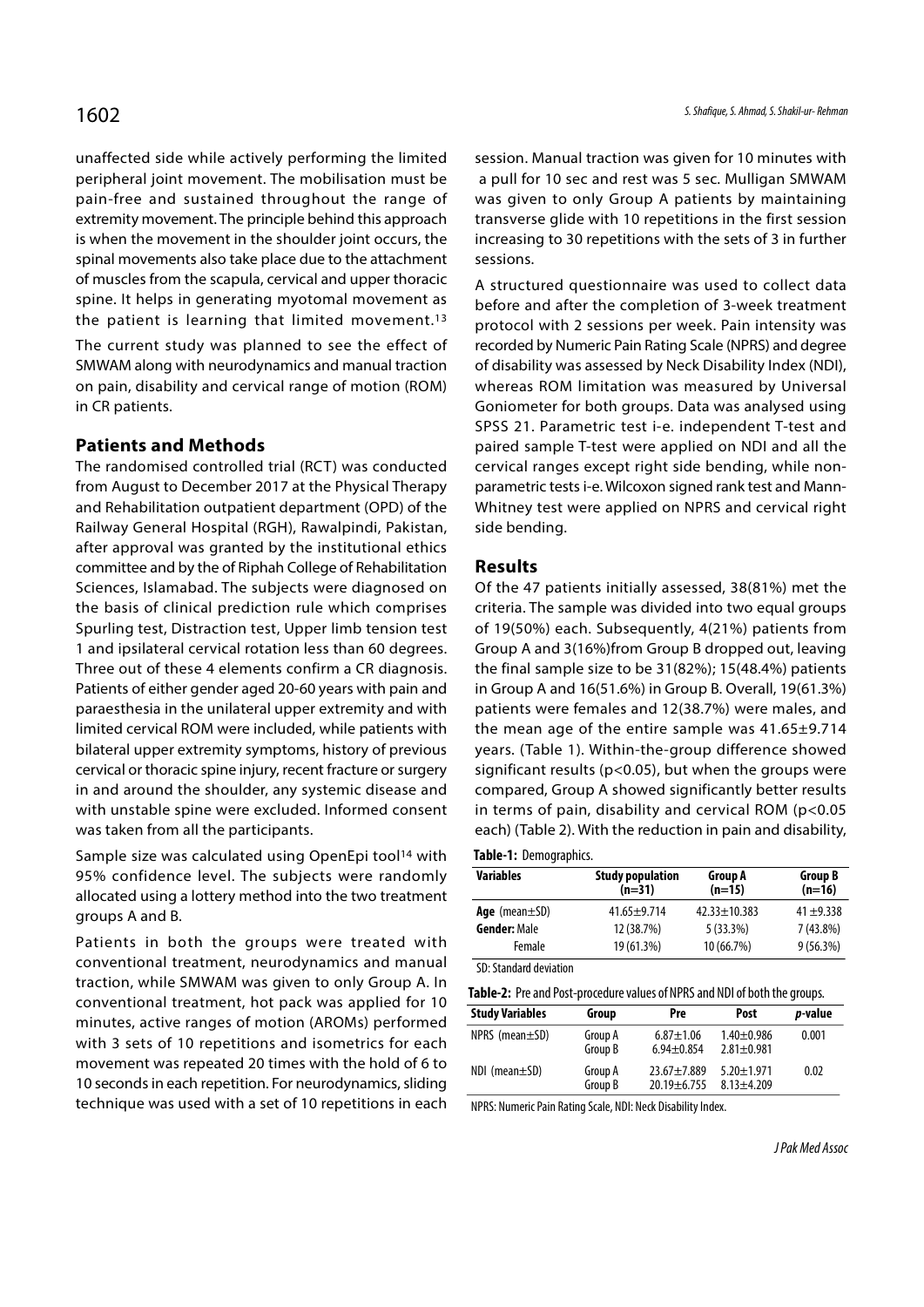unaffected side while actively performing the limited peripheral joint movement. The mobilisation must be pain-free and sustained throughout the range of extremity movement. The principle behind this approach is when the movement in the shoulder joint occurs, the spinal movements also take place due to the attachment of muscles from the scapula, cervical and upper thoracic spine. It helps in generating myotomal movement as the patient is learning that limited movement.[13]

The current study was planned to see the effect of SMWAM along with neurodynamics and manual traction on pain, disability and cervical range of motion (ROM) in CR patients.

## Patients and Methods

The randomised controlled trial (RCT) was conducted from August to December 2017 at the Physical Therapy and Rehabilitation outpatient department (OPD) of the Railway General Hospital (RGH), Rawalpindi, Pakistan, after approval was granted by the institutional ethics committee and by the of Riphah College of Rehabilitation Sciences, Islamabad. The subjects were diagnosed on the basis of clinical prediction rule which comprises Spurling test, Distraction test, Upper limb tension test 1 and ipsilateral cervical rotation less than 60 degrees. Three out of these 4 elements confirm a CR diagnosis. Patients of either gender aged 20-60 years with pain and paraesthesia in the unilateral upper extremity and with limited cervical ROM were included, while patients with bilateral upper extremity symptoms, history of previous cervical or thoracic spine injury, recent fracture or surgery in and around the shoulder, any systemic disease and with unstable spine were excluded. Informed consent was taken from all the participants.

Sample size was calculated using OpenEpi tool[14] with 95% confidence level. The subjects were randomly allocated using a lottery method into the two treatment groups A and B.

Patients in both the groups were treated with conventional treatment, neurodynamics and manual traction, while SMWAM was given to only Group A. In conventional treatment, hot pack was applied for 10 minutes, active ranges of motion (AROMs) performed with 3 sets of 10 repetitions and isometrics for each movement was repeated 20 times with the hold of 6 to 10 seconds in each repetition. For neurodynamics, sliding technique was used with a set of 10 repetitions in each session. Manual traction was given for 10 minutes with a pull for 10 sec and rest was 5 sec. Mulligan SMWAM was given to only Group A patients by maintaining transverse glide with 10 repetitions in the first session increasing to 30 repetitions with the sets of 3 in further sessions.

A structured questionnaire was used to collect data before and after the completion of 3-week treatment protocol with 2 sessions per week. Pain intensity was recorded by Numeric Pain Rating Scale (NPRS) and degree of disability was assessed by Neck Disability Index (NDI), whereas ROM limitation was measured by Universal Goniometer for both groups. Data was analysed using SPSS 21. Parametric test i-e. independent T-test and paired sample T-test were applied on NDI and all the cervical ranges except right side bending, while non-parametric tests i-e. Wilcoxon signed rank test and Mann-Whitney test were applied on NPRS and cervical right side bending.

## Results

Of the 47 patients initially assessed, 38(81%) met the criteria. The sample was divided into two equal groups of 19(50%) each. Subsequently, 4(21%) patients from Group A and 3(16%)from Group B dropped out, leaving the final sample size to be 31(82%); 15(48.4%) patients in Group A and 16(51.6%) in Group B. Overall, 19(61.3%) patients were females and 12(38.7%) were males, and the mean age of the entire sample was 41.65±9.714 years. (Table 1). Within-the-group difference showed significant results ($p<0.05$), but when the groups were compared, Group A showed significantly better results in terms of pain, disability and cervical ROM ($p<0.05$ each) (Table 2). With the reduction in pain and disability,

**Table-1:** Demographics.

| Variables | Study population (n=31) | Group A (n=15) | Group B (n=16) |
|---|---|---|---|
| **Age** (mean±SD) | 41.65±9.714 | 42.33±10.383 | 41 ±9.338 |
| **Gender:** Male | 12 (38.7%) | 5 (33.3%) | 7 (43.8%) |
| Female | 19 (61.3%) | 10 (66.7%) | 9 (56.3%) |

SD: Standard deviation

**Table-2:** Pre and Post-procedure values of NPRS and NDI of both the groups.

| Study Variables | Group | Pre | Post | *p*-value |
|---|---|---|---|---|
| NPRS (mean±SD) | Group A | 6.87±1.06 | 1.40±0.986 | 0.001 |
| | Group B | 6.94±0.854 | 2.81±0.981 | |
| NDI (mean±SD) | Group A | 23.67±7.889 | 5.20±1.971 | 0.02 |
| | Group B | 20.19±6.755 | 8.13±4.209 | |

NPRS: Numeric Pain Rating Scale, NDI: Neck Disability Index.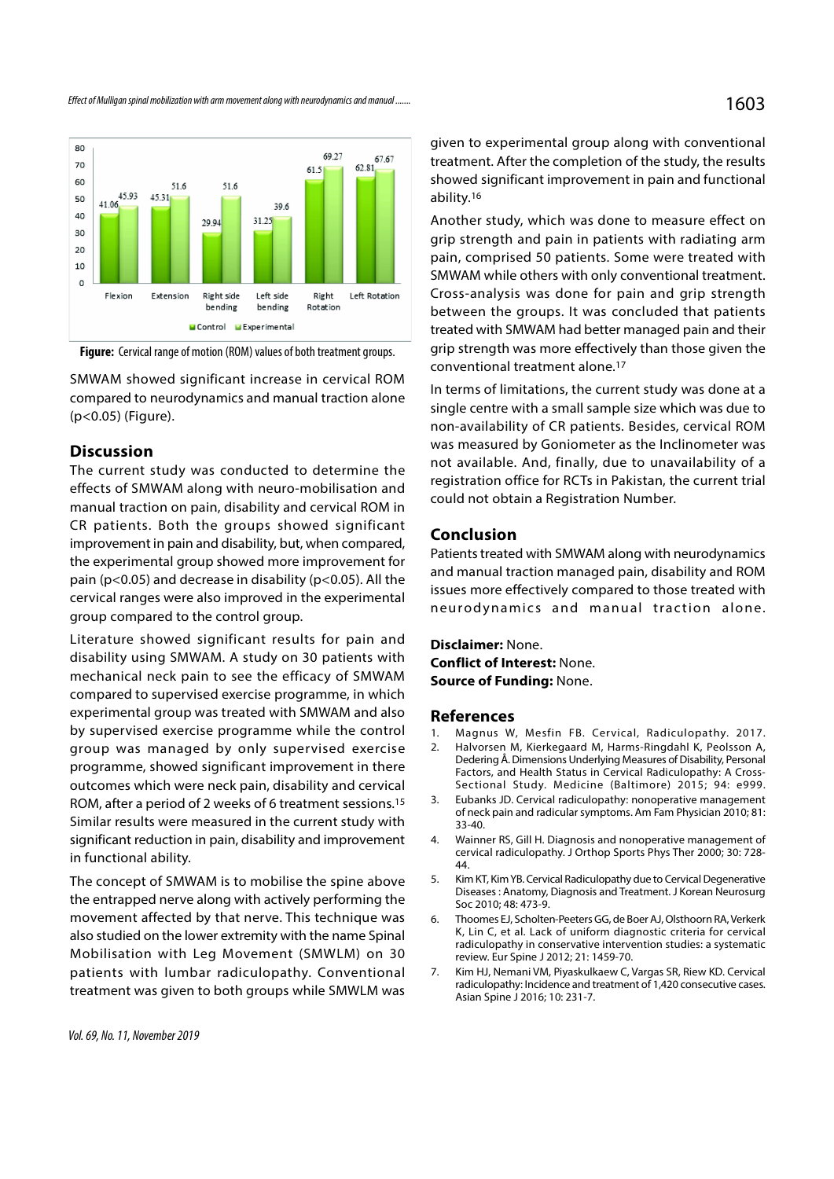**Figure:** Cervical range of motion (ROM) values of both treatment groups.

SMWAM showed significant increase in cervical ROM compared to neurodynamics and manual traction alone ($p<0.05$) (Figure).

## Discussion

The current study was conducted to determine the effects of SMWAM along with neuro-mobilisation and manual traction on pain, disability and cervical ROM in CR patients. Both the groups showed significant improvement in pain and disability, but, when compared, the experimental group showed more improvement for pain ($p<0.05$) and decrease in disability ($p<0.05$). All the cervical ranges were also improved in the experimental group compared to the control group.

Literature showed significant results for pain and disability using SMWAM. A study on 30 patients with mechanical neck pain to see the efficacy of SMWAM compared to supervised exercise programme, in which experimental group was treated with SMWAM and also by supervised exercise programme while the control group was managed by only supervised exercise programme, showed significant improvement in there outcomes which were neck pain, disability and cervical ROM, after a period of 2 weeks of 6 treatment sessions.[15] Similar results were measured in the current study with significant reduction in pain, disability and improvement in functional ability.

The concept of SMWAM is to mobilise the spine above the entrapped nerve along with actively performing the movement affected by that nerve. This technique was also studied on the lower extremity with the name Spinal Mobilisation with Leg Movement (SMWLM) on 30 patients with lumbar radiculopathy. Conventional treatment was given to both groups while SMWLM was given to experimental group along with conventional treatment. After the completion of the study, the results showed significant improvement in pain and functional ability.[16]

Another study, which was done to measure effect on grip strength and pain in patients with radiating arm pain, comprised 50 patients. Some were treated with SMWAM while others with only conventional treatment. Cross-analysis was done for pain and grip strength between the groups. It was concluded that patients treated with SMWAM had better managed pain and their grip strength was more effectively than those given the conventional treatment alone.[17]

In terms of limitations, the current study was done at a single centre with a small sample size which was due to non-availability of CR patients. Besides, cervical ROM was measured by Goniometer as the Inclinometer was not available. And, finally, due to unavailability of a registration office for RCTs in Pakistan, the current trial could not obtain a Registration Number.

## Conclusion

Patients treated with SMWAM along with neurodynamics and manual traction managed pain, disability and ROM issues more effectively compared to those treated with neurodynamics and manual traction alone.

**Disclaimer:** None.
**Conflict of Interest:** None.
**Source of Funding:** None.

## References

1. Magnus W, Mesfin FB. Cervical, Radiculopathy. 2017.
2. Halvorsen M, Kierkegaard M, Harms-Ringdahl K, Peolsson A, Dedering Å. Dimensions Underlying Measures of Disability, Personal Factors, and Health Status in Cervical Radiculopathy: A Cross-Sectional Study. Medicine (Baltimore) 2015; 94: e999.
3. Eubanks JD. Cervical radiculopathy: nonoperative management of neck pain and radicular symptoms. Am Fam Physician 2010; 81: 33-40.
4. Wainner RS, Gill H. Diagnosis and nonoperative management of cervical radiculopathy. J Orthop Sports Phys Ther 2000; 30: 728-44.
5. Kim KT, Kim YB. Cervical Radiculopathy due to Cervical Degenerative Diseases : Anatomy, Diagnosis and Treatment. J Korean Neurosurg Soc 2010; 48: 473-9.
6. Thoomes EJ, Scholten-Peeters GG, de Boer AJ, Olsthoorn RA, Verkerk K, Lin C, et al. Lack of uniform diagnostic criteria for cervical radiculopathy in conservative intervention studies: a systematic review. Eur Spine J 2012; 21: 1459-70.
7. Kim HJ, Nemani VM, Piyaskulkaew C, Vargas SR, Riew KD. Cervical radiculopathy: Incidence and treatment of 1,420 consecutive cases. Asian Spine J 2016; 10: 231-7.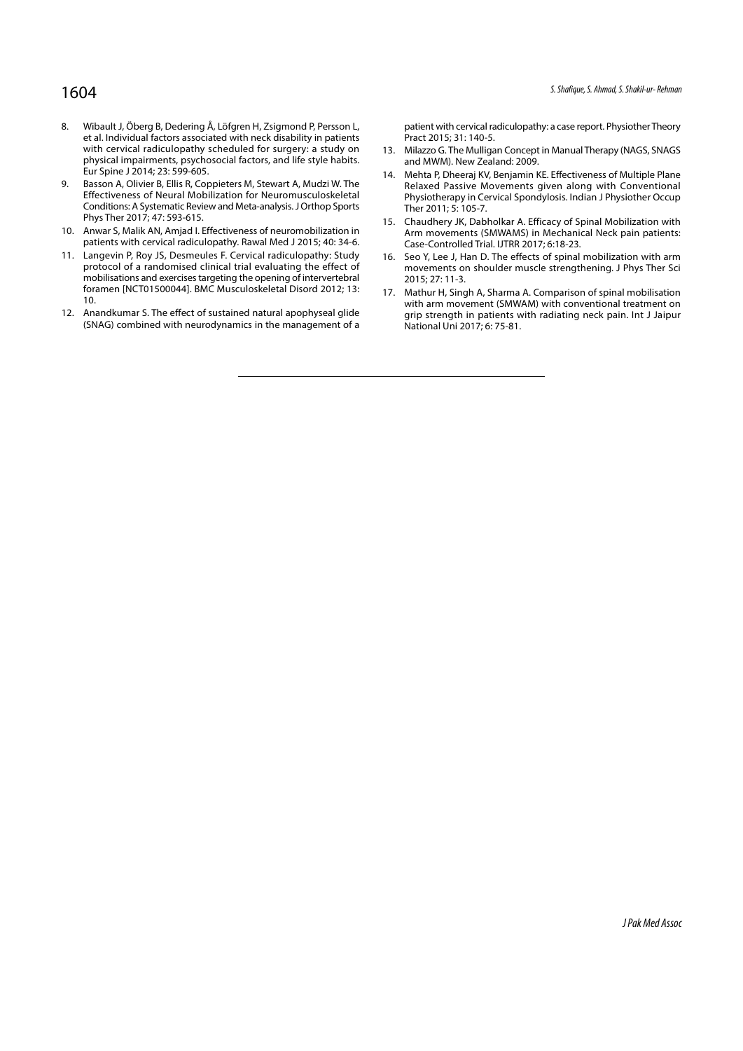8. Wibault J, Öberg B, Dedering Å, Löfgren H, Zsigmond P, Persson L, et al. Individual factors associated with neck disability in patients with cervical radiculopathy scheduled for surgery: a study on physical impairments, psychosocial factors, and life style habits. Eur Spine J 2014; 23: 599-605.
9. Basson A, Olivier B, Ellis R, Coppieters M, Stewart A, Mudzi W. The Effectiveness of Neural Mobilization for Neuromusculoskeletal Conditions: A Systematic Review and Meta-analysis. J Orthop Sports Phys Ther 2017; 47: 593-615.
10. Anwar S, Malik AN, Amjad I. Effectiveness of neuromobilization in patients with cervical radiculopathy. Rawal Med J 2015; 40: 34-6.
11. Langevin P, Roy JS, Desmeules F. Cervical radiculopathy: Study protocol of a randomised clinical trial evaluating the effect of mobilisations and exercises targeting the opening of intervertebral foramen [NCT01500044]. BMC Musculoskeletal Disord 2012; 13: 10.
12. Anandkumar S. The effect of sustained natural apophyseal glide (SNAG) combined with neurodynamics in the management of a patient with cervical radiculopathy: a case report. Physiother Theory Pract 2015; 31: 140-5.
13. Milazzo G. The Mulligan Concept in Manual Therapy (NAGS, SNAGS and MWM). New Zealand: 2009.
14. Mehta P, Dheeraj KV, Benjamin KE. Effectiveness of Multiple Plane Relaxed Passive Movements given along with Conventional Physiotherapy in Cervical Spondylosis. Indian J Physiother Occup Ther 2011; 5: 105-7.
15. Chaudhery JK, Dabholkar A. Efficacy of Spinal Mobilization with Arm movements (SMWAMS) in Mechanical Neck pain patients: Case-Controlled Trial. IJTRR 2017; 6:18-23.
16. Seo Y, Lee J, Han D. The effects of spinal mobilization with arm movements on shoulder muscle strengthening. J Phys Ther Sci 2015; 27: 11-3.
17. Mathur H, Singh A, Sharma A. Comparison of spinal mobilisation with arm movement (SMWAM) with conventional treatment on grip strength in patients with radiating neck pain. Int J Jaipur National Uni 2017; 6: 75-81.